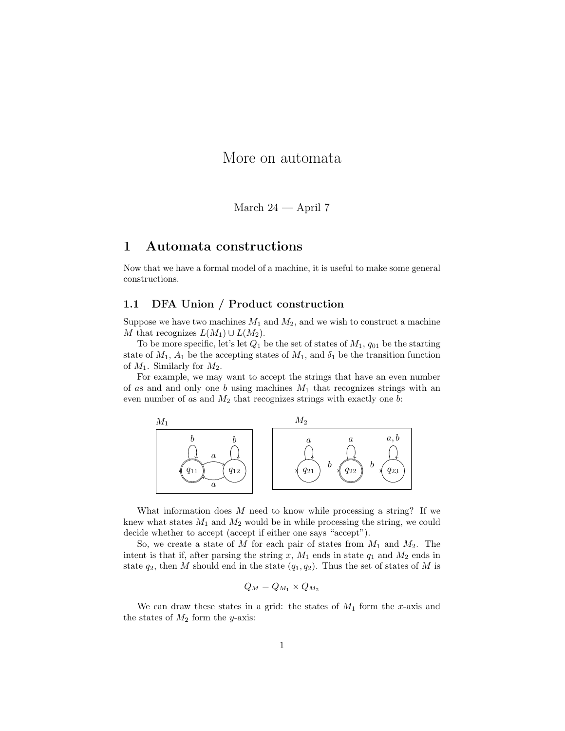# More on automata

March 24 — April 7

## 1 Automata constructions

Now that we have a formal model of a machine, it is useful to make some general constructions.

### 1.1 DFA Union / Product construction

Suppose we have two machines $M_1$ and $M_2$, and we wish to construct a machine $M$ that recognizes $L(M_1) \cup L(M_2)$.

To be more specific, let's let $Q_1$ be the set of states of $M_1$, $q_{01}$ be the starting state of $M_1$, $A_1$ be the accepting states of $M_1$, and $\delta_1$ be the transition function of $M_1$. Similarly for $M_2$.

For example, we may want to accept the strings that have an even number of $a$s and and only one $b$ using machines $M_1$ that recognizes strings with an even number of $a$s and $M_2$ that recognizes strings with exactly one $b$:

What information does $M$ need to know while processing a string? If we knew what states $M_1$ and $M_2$ would be in while processing the string, we could decide whether to accept (accept if either one says "accept").

So, we create a state of $M$ for each pair of states from $M_1$ and $M_2$. The intent is that if, after parsing the string $x$, $M_1$ ends in state $q_1$ and $M_2$ ends in state $q_2$, then $M$ should end in the state $(q_1, q_2)$. Thus the set of states of $M$ is

$$Q_M = Q_{M_1} \times Q_{M_2}$$

We can draw these states in a grid: the states of $M_1$ form the $x$-axis and the states of $M_2$ form the $y$-axis: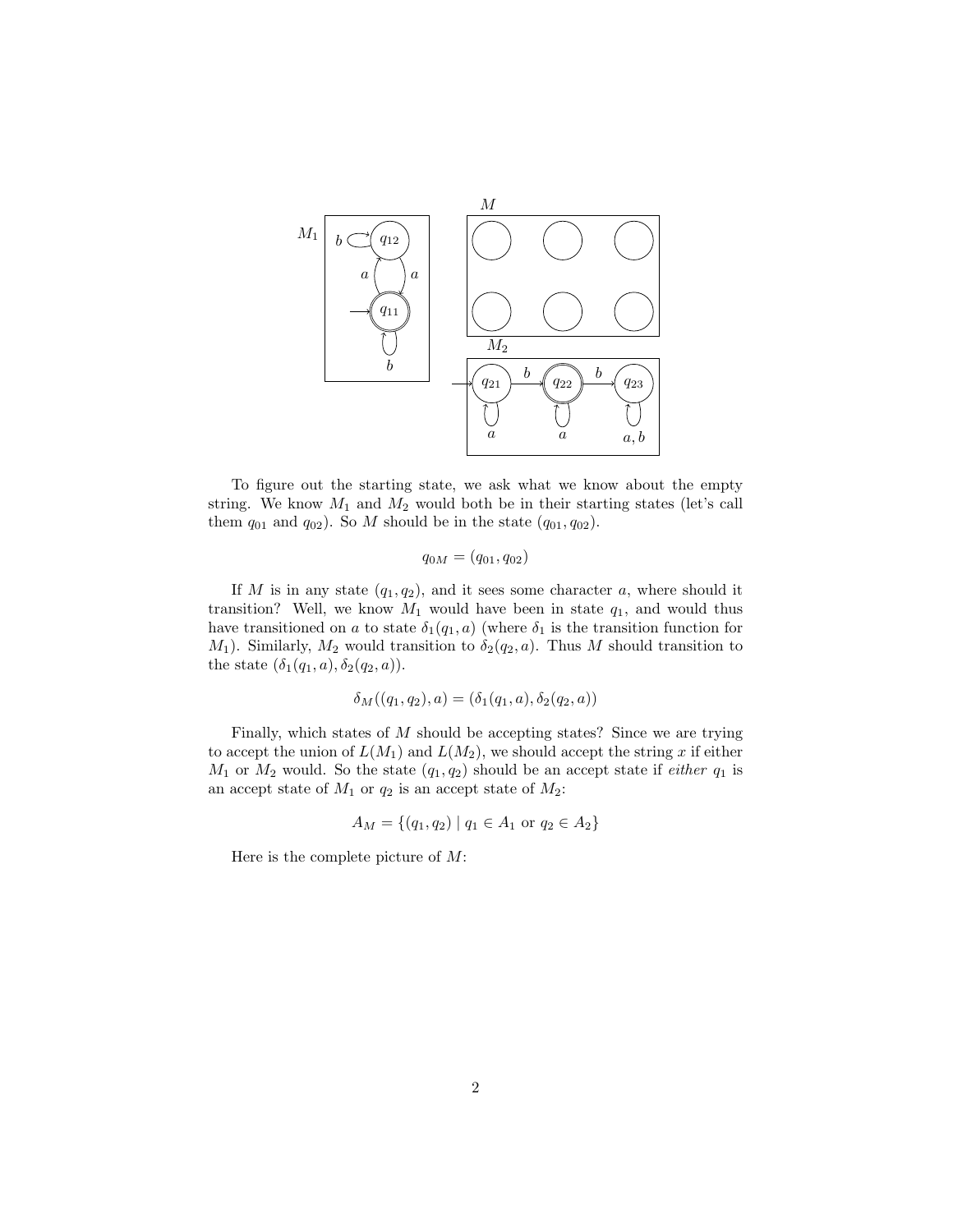To figure out the starting state, we ask what we know about the empty string. We know $M_1$ and $M_2$ would both be in their starting states (let's call them $q_{01}$ and $q_{02}$). So $M$ should be in the state $(q_{01}, q_{02})$.

$$q_{0M} = (q_{01}, q_{02})$$

If $M$ is in any state $(q_1, q_2)$, and it sees some character $a$, where should it transition? Well, we know $M_1$ would have been in state $q_1$, and would thus have transitioned on $a$ to state $\delta_1(q_1, a)$ (where $\delta_1$ is the transition function for $M_1$). Similarly, $M_2$ would transition to $\delta_2(q_2, a)$. Thus $M$ should transition to the state $(\delta_1(q_1, a), \delta_2(q_2, a))$.

$$\delta_M((q_1, q_2), a) = (\delta_1(q_1, a), \delta_2(q_2, a))$$

Finally, which states of $M$ should be accepting states? Since we are trying to accept the union of $L(M_1)$ and $L(M_2)$, we should accept the string $x$ if either $M_1$ or $M_2$ would. So the state $(q_1, q_2)$ should be an accept state if *either* $q_1$ is an accept state of $M_1$ or $q_2$ is an accept state of $M_2$:

$$A_M = \{(q_1, q_2) \mid q_1 \in A_1 \text{ or } q_2 \in A_2\}$$

Here is the complete picture of $M$: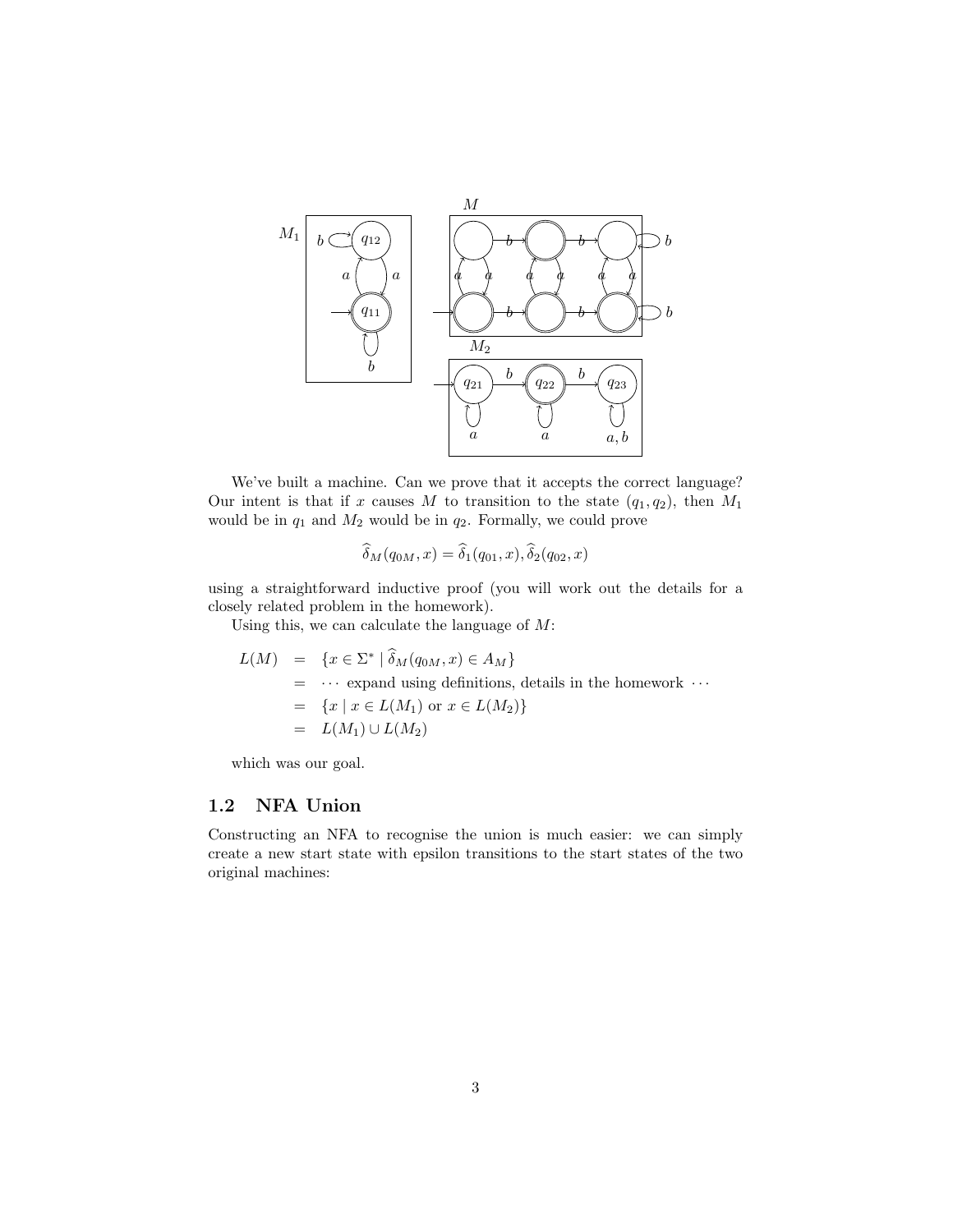We've built a machine. Can we prove that it accepts the correct language? Our intent is that if $x$ causes $M$ to transition to the state $(q_1, q_2)$, then $M_1$ would be in $q_1$ and $M_2$ would be in $q_2$. Formally, we could prove

$$\widehat{\delta}_M(q_{0M}, x) = \widehat{\delta}_1(q_{01}, x), \widehat{\delta}_2(q_{02}, x)$$

using a straightforward inductive proof (you will work out the details for a closely related problem in the homework).

Using this, we can calculate the language of $M$:

$$\begin{aligned}
L(M) &= \{x \in \Sigma^* \mid \widehat{\delta}_M(q_{0M}, x) \in A_M\} \\
&= \cdots \text{ expand using definitions, details in the homework } \cdots \\
&= \{x \mid x \in L(M_1) \text{ or } x \in L(M_2)\} \\
&= L(M_1) \cup L(M_2)
\end{aligned}$$

which was our goal.

## 1.2 NFA Union

Constructing an NFA to recognise the union is much easier: we can simply create a new start state with epsilon transitions to the start states of the two original machines: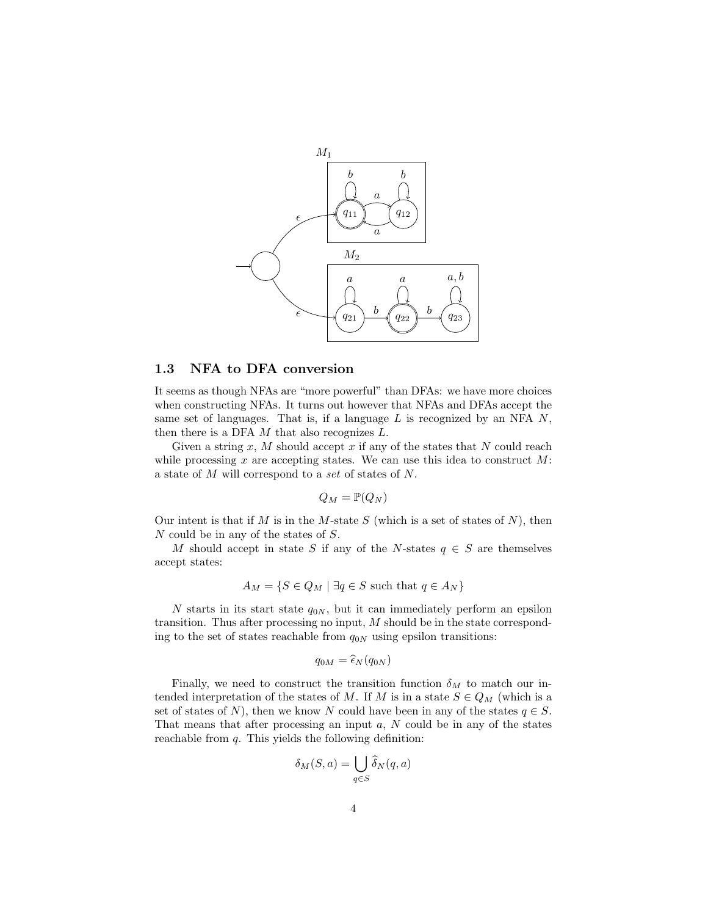### 1.3 NFA to DFA conversion

It seems as though NFAs are "more powerful" than DFAs: we have more choices when constructing NFAs. It turns out however that NFAs and DFAs accept the same set of languages. That is, if a language $L$ is recognized by an NFA $N$, then there is a DFA $M$ that also recognizes $L$.

Given a string $x$, $M$ should accept $x$ if any of the states that $N$ could reach while processing $x$ are accepting states. We can use this idea to construct $M$: a state of $M$ will correspond to a *set* of states of $N$.

$$Q_M = \mathbb{P}(Q_N)$$

Our intent is that if $M$ is in the $M$-state $S$ (which is a set of states of $N$), then $N$ could be in any of the states of $S$.

$M$ should accept in state $S$ if any of the $N$-states $q \in S$ are themselves accept states:

$$A_M = \{S \in Q_M \mid \exists q \in S \text{ such that } q \in A_N\}$$

$N$ starts in its start state $q_{0N}$, but it can immediately perform an epsilon transition. Thus after processing no input, $M$ should be in the state corresponding to the set of states reachable from $q_{0N}$ using epsilon transitions:

$$q_{0M} = \widehat{\epsilon}_N(q_{0N})$$

Finally, we need to construct the transition function $\delta_M$ to match our intended interpretation of the states of $M$. If $M$ is in a state $S \in Q_M$ (which is a set of states of $N$), then we know $N$ could have been in any of the states $q \in S$. That means that after processing an input $a$, $N$ could be in any of the states reachable from $q$. This yields the following definition:

$$\delta_M(S, a) = \bigcup_{q \in S} \widehat{\delta}_N(q, a)$$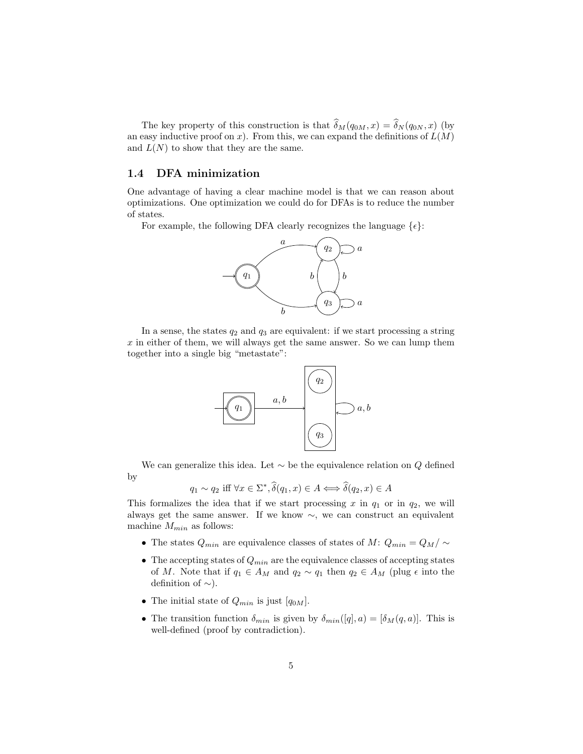The key property of this construction is that $\widehat{\delta}_M(q_{0M}, x) = \widehat{\delta}_N(q_{0N}, x)$ (by an easy inductive proof on $x$). From this, we can expand the definitions of $L(M)$ and $L(N)$ to show that they are the same.

### 1.4 DFA minimization

One advantage of having a clear machine model is that we can reason about optimizations. One optimization we could do for DFAs is to reduce the number of states.

For example, the following DFA clearly recognizes the language $\{\epsilon\}$:

In a sense, the states $q_2$ and $q_3$ are equivalent: if we start processing a string $x$ in either of them, we will always get the same answer. So we can lump them together into a single big "metastate":

We can generalize this idea. Let $\sim$ be the equivalence relation on $Q$ defined by

$$q_1 \sim q_2 \text{ iff } \forall x \in \Sigma^*, \widehat{\delta}(q_1, x) \in A \Longleftrightarrow \widehat{\delta}(q_2, x) \in A$$

This formalizes the idea that if we start processing $x$ in $q_1$ or in $q_2$, we will always get the same answer. If we know $\sim$, we can construct an equivalent machine $M_{min}$ as follows:

- The states $Q_{min}$ are equivalence classes of states of $M$: $Q_{min} = Q_M/\sim$
- The accepting states of $Q_{min}$ are the equivalence classes of accepting states of $M$. Note that if $q_1 \in A_M$ and $q_2 \sim q_1$ then $q_2 \in A_M$ (plug $\epsilon$ into the definition of $\sim$).
- The initial state of $Q_{min}$ is just $[q_{0M}]$.
- The transition function $\delta_{min}$ is given by $\delta_{min}([q], a) = [\delta_M(q, a)]$. This is well-defined (proof by contradiction).